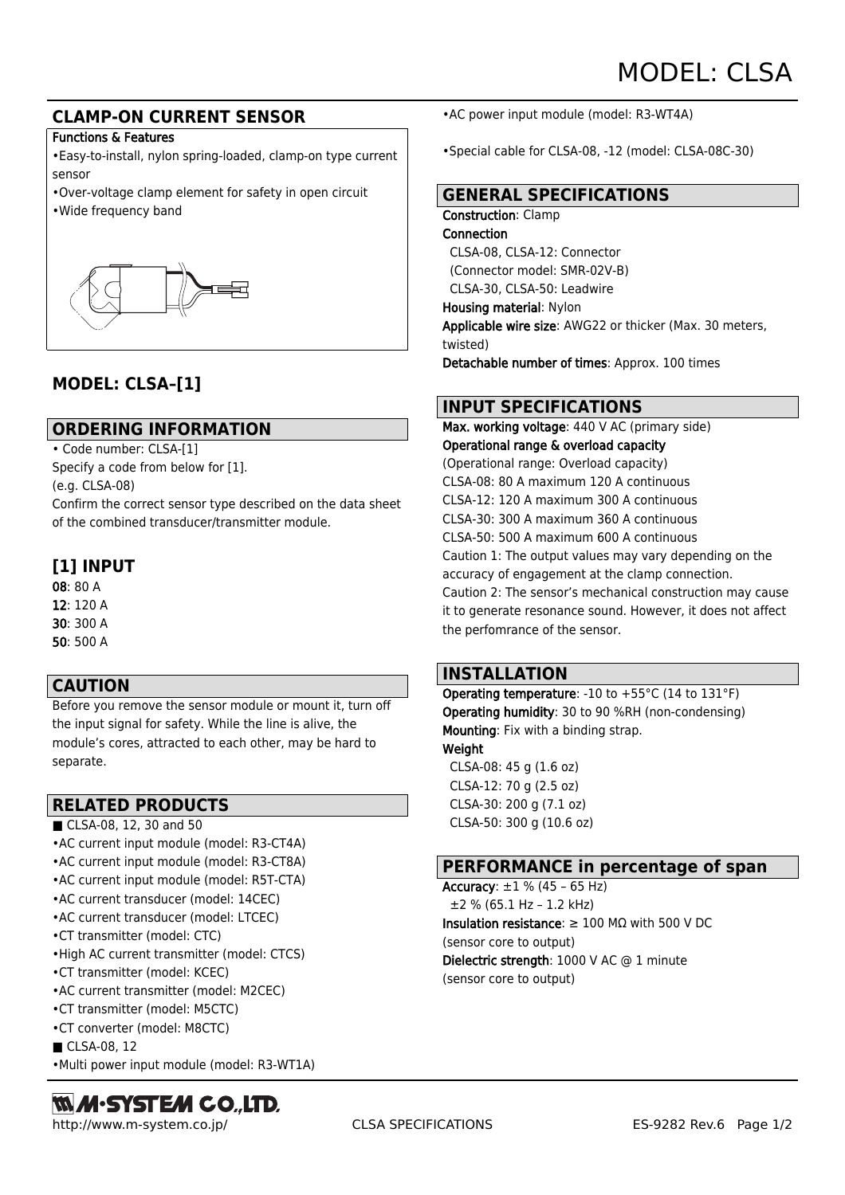# MODEL: CLSA

## CLAMP-ON CURRENT SENSOR

**Functions & Features**

- Easy-to-install, nylon spring-loaded, clamp-on type current sensor
- Over-voltage clamp element for safety in open circuit
- Wide frequency band

## MODEL: CLSA–[1]

## ORDERING INFORMATION

- Code number: CLSA-[1]

Specify a code from below for [1].
(e.g. CLSA-08)
Confirm the correct sensor type described on the data sheet of the combined transducer/transmitter module.

### [1] INPUT

**08**: 80 A
**12**: 120 A
**30**: 300 A
**50**: 500 A

## CAUTION

Before you remove the sensor module or mount it, turn off the input signal for safety. While the line is alive, the module's cores, attracted to each other, may be hard to separate.

## RELATED PRODUCTS

■ CLSA-08, 12, 30 and 50

- AC current input module (model: R3-CT4A)
- AC current input module (model: R3-CT8A)
- AC current input module (model: R5T-CTA)
- AC current transducer (model: 14CEC)
- AC current transducer (model: LTCEC)
- CT transmitter (model: CTC)
- High AC current transmitter (model: CTCS)
- CT transmitter (model: KCEC)
- AC current transmitter (model: M2CEC)
- CT transmitter (model: M5CTC)
- CT converter (model: M8CTC)

■ CLSA-08, 12

- Multi power input module (model: R3-WT1A)
- AC power input module (model: R3-WT4A)
- Special cable for CLSA-08, -12 (model: CLSA-08C-30)

## GENERAL SPECIFICATIONS

**Construction**: Clamp
**Connection**
CLSA-08, CLSA-12: Connector
(Connector model: SMR-02V-B)
CLSA-30, CLSA-50: Leadwire
**Housing material**: Nylon
**Applicable wire size**: AWG22 or thicker (Max. 30 meters, twisted)
**Detachable number of times**: Approx. 100 times

## INPUT SPECIFICATIONS

**Max. working voltage**: 440 V AC (primary side)
**Operational range & overload capacity**
(Operational range: Overload capacity)
CLSA-08: 80 A maximum 120 A continuous
CLSA-12: 120 A maximum 300 A continuous
CLSA-30: 300 A maximum 360 A continuous
CLSA-50: 500 A maximum 600 A continuous
Caution 1: The output values may vary depending on the accuracy of engagement at the clamp connection.
Caution 2: The sensor's mechanical construction may cause it to generate resonance sound. However, it does not affect the perfomrance of the sensor.

## INSTALLATION

**Operating temperature**: -10 to +55°C (14 to 131°F)
**Operating humidity**: 30 to 90 %RH (non-condensing)
**Mounting**: Fix with a binding strap.
**Weight**
CLSA-08: 45 g (1.6 oz)
CLSA-12: 70 g (2.5 oz)
CLSA-30: 200 g (7.1 oz)
CLSA-50: 300 g (10.6 oz)

## PERFORMANCE in percentage of span

**Accuracy**: ±1 % (45 – 65 Hz)
±2 % (65.1 Hz – 1.2 kHz)
**Insulation resistance**: ≥ 100 MΩ with 500 V DC
(sensor core to output)
**Dielectric strength**: 1000 V AC @ 1 minute
(sensor core to output)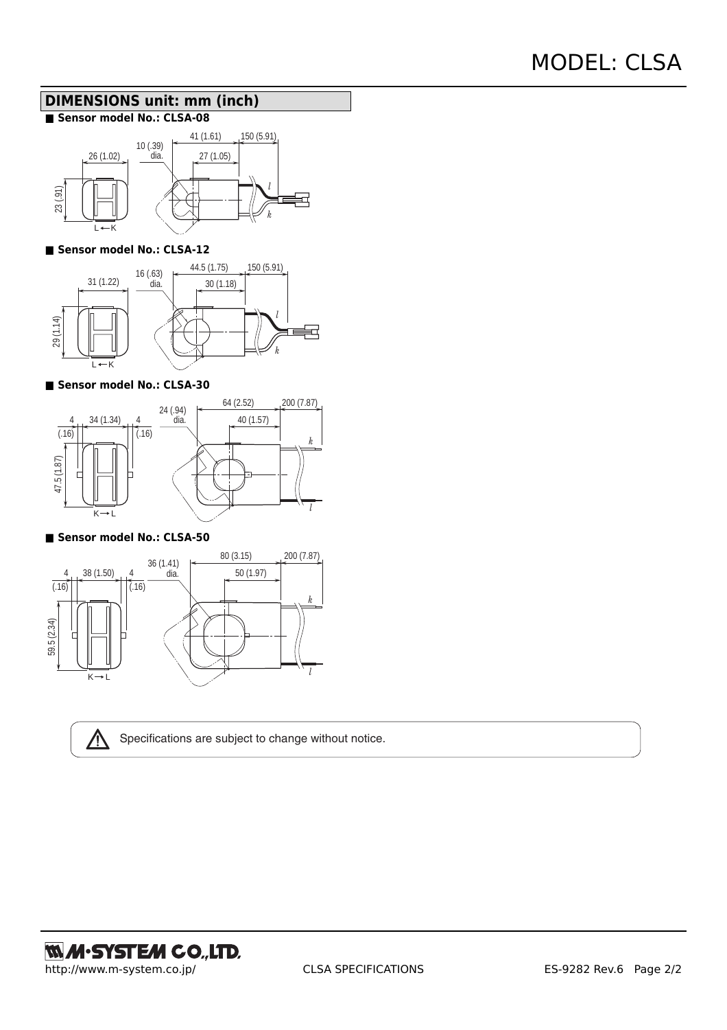# MODEL: CLSA

## DIMENSIONS unit: mm (inch)

■ **Sensor model No.: CLSA-08**

26 (1.02)
23 (.91)
L←K
10 (.39) dia.
41 (1.61)
150 (5.91)
27 (1.05)
l
k

■ **Sensor model No.: CLSA-12**

31 (1.22)
29 (1.14)
L←K
16 (.63) dia.
44.5 (1.75)
150 (5.91)
30 (1.18)
l
k

■ **Sensor model No.: CLSA-30**

4 (.16)
34 (1.34)
4 (.16)
47.5 (1.87)
K→L
24 (.94) dia.
64 (2.52)
200 (7.87)
40 (1.57)
k
l

■ **Sensor model No.: CLSA-50**

4 (.16)
38 (1.50)
4 (.16)
59.5 (2.34)
K→L
36 (1.41) dia.
80 (3.15)
200 (7.87)
50 (1.97)
k
l

⚠ Specifications are subject to change without notice.